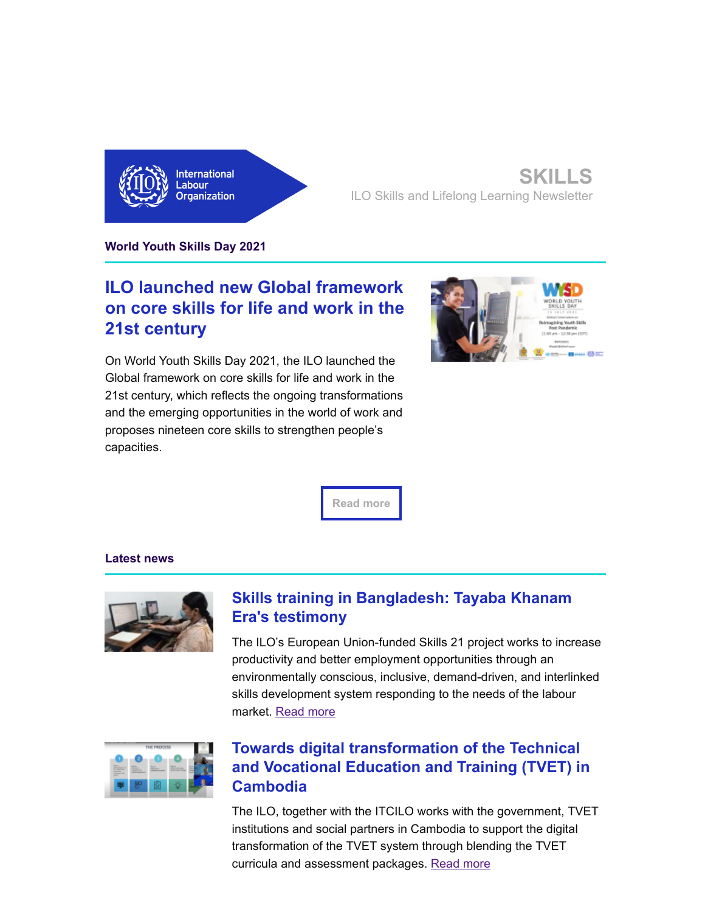International Labour Organization

**SKILLS**

ILO Skills and Lifelong Learning Newsletter

**World Youth Skills Day 2021**

## ILO launched new Global framework on core skills for life and work in the 21st century

On World Youth Skills Day 2021, the ILO launched the Global framework on core skills for life and work in the 21st century, which reflects the ongoing transformations and the emerging opportunities in the world of work and proposes nineteen core skills to strengthen people's capacities.

Read more

**Latest news**

### Skills training in Bangladesh: Tayaba Khanam Era's testimony

The ILO's European Union-funded Skills 21 project works to increase productivity and better employment opportunities through an environmentally conscious, inclusive, demand-driven, and interlinked skills development system responding to the needs of the labour market. Read more

### Towards digital transformation of the Technical and Vocational Education and Training (TVET) in Cambodia

The ILO, together with the ITCILO works with the government, TVET institutions and social partners in Cambodia to support the digital transformation of the TVET system through blending the TVET curricula and assessment packages. Read more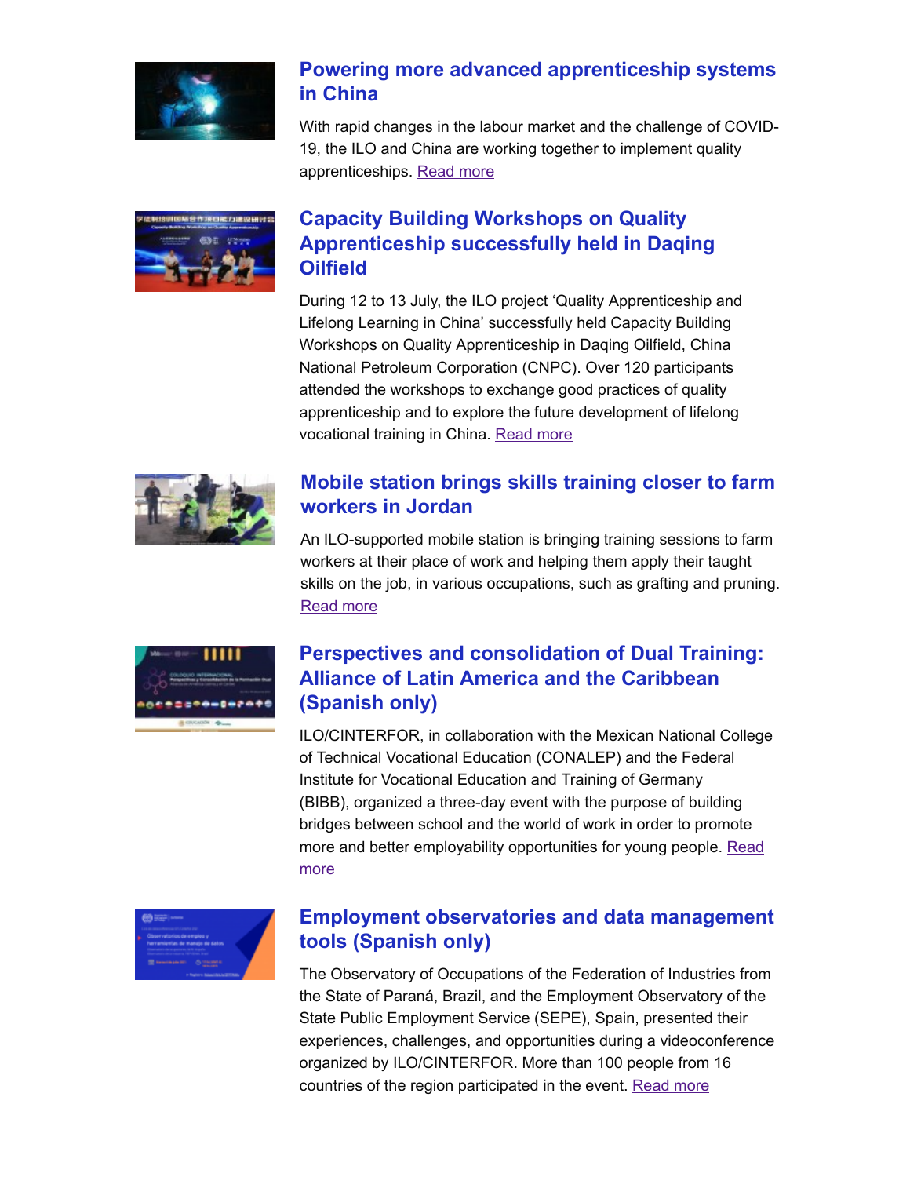## Powering more advanced apprenticeship systems in China

With rapid changes in the labour market and the challenge of COVID-19, the ILO and China are working together to implement quality apprenticeships. Read more

## Capacity Building Workshops on Quality Apprenticeship successfully held in Daqing Oilfield

During 12 to 13 July, the ILO project 'Quality Apprenticeship and Lifelong Learning in China' successfully held Capacity Building Workshops on Quality Apprenticeship in Daqing Oilfield, China National Petroleum Corporation (CNPC). Over 120 participants attended the workshops to exchange good practices of quality apprenticeship and to explore the future development of lifelong vocational training in China. Read more

## Mobile station brings skills training closer to farm workers in Jordan

An ILO-supported mobile station is bringing training sessions to farm workers at their place of work and helping them apply their taught skills on the job, in various occupations, such as grafting and pruning. Read more

## Perspectives and consolidation of Dual Training: Alliance of Latin America and the Caribbean (Spanish only)

ILO/CINTERFOR, in collaboration with the Mexican National College of Technical Vocational Education (CONALEP) and the Federal Institute for Vocational Education and Training of Germany (BIBB), organized a three-day event with the purpose of building bridges between school and the world of work in order to promote more and better employability opportunities for young people. Read more

## Employment observatories and data management tools (Spanish only)

The Observatory of Occupations of the Federation of Industries from the State of Paraná, Brazil, and the Employment Observatory of the State Public Employment Service (SEPE), Spain, presented their experiences, challenges, and opportunities during a videoconference organized by ILO/CINTERFOR. More than 100 people from 16 countries of the region participated in the event. Read more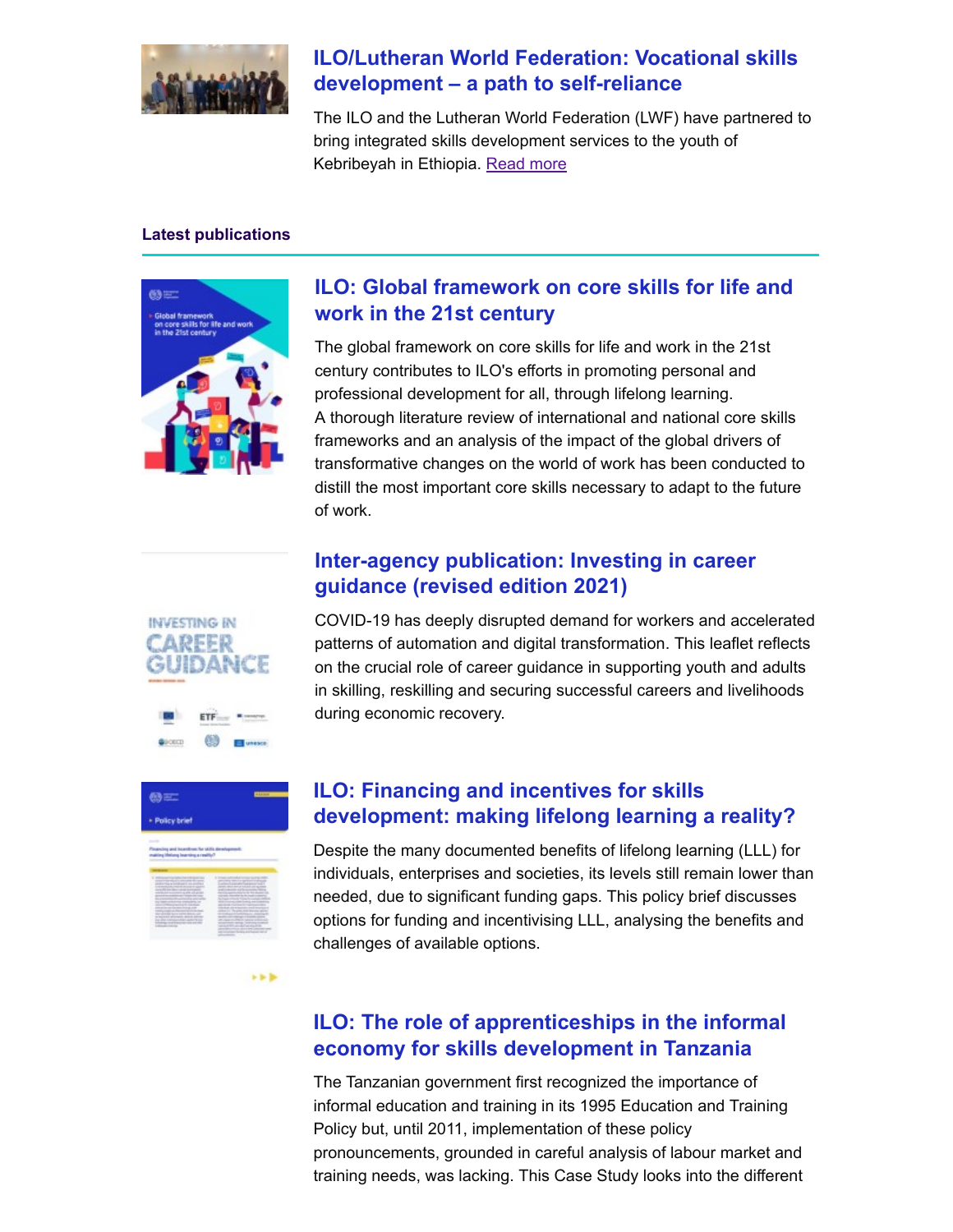### ILO/Lutheran World Federation: Vocational skills development – a path to self-reliance

The ILO and the Lutheran World Federation (LWF) have partnered to bring integrated skills development services to the youth of Kebribeyah in Ethiopia. Read more

**Latest publications**

### ILO: Global framework on core skills for life and work in the 21st century

The global framework on core skills for life and work in the 21st century contributes to ILO's efforts in promoting personal and professional development for all, through lifelong learning.
A thorough literature review of international and national core skills frameworks and an analysis of the impact of the global drivers of transformative changes on the world of work has been conducted to distill the most important core skills necessary to adapt to the future of work.

### Inter-agency publication: Investing in career guidance (revised edition 2021)

COVID-19 has deeply disrupted demand for workers and accelerated patterns of automation and digital transformation. This leaflet reflects on the crucial role of career guidance in supporting youth and adults in skilling, reskilling and securing successful careers and livelihoods during economic recovery.

### ILO: Financing and incentives for skills development: making lifelong learning a reality?

Despite the many documented benefits of lifelong learning (LLL) for individuals, enterprises and societies, its levels still remain lower than needed, due to significant funding gaps. This policy brief discusses options for funding and incentivising LLL, analysing the benefits and challenges of available options.

### ILO: The role of apprenticeships in the informal economy for skills development in Tanzania

The Tanzanian government first recognized the importance of informal education and training in its 1995 Education and Training Policy but, until 2011, implementation of these policy pronouncements, grounded in careful analysis of labour market and training needs, was lacking. This Case Study looks into the different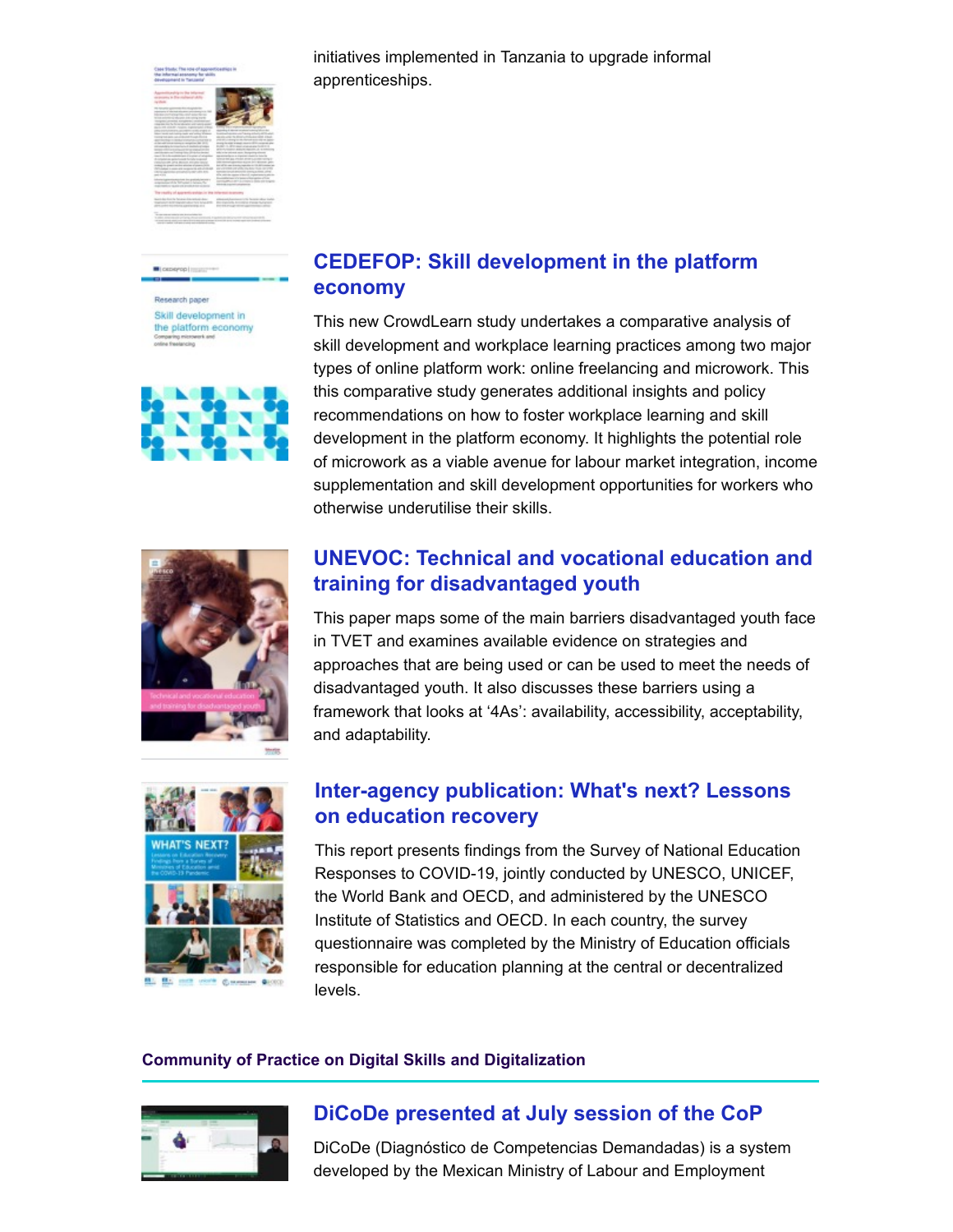initiatives implemented in Tanzania to upgrade informal apprenticeships.

### CEDEFOP: Skill development in the platform economy

This new CrowdLearn study undertakes a comparative analysis of skill development and workplace learning practices among two major types of online platform work: online freelancing and microwork. This this comparative study generates additional insights and policy recommendations on how to foster workplace learning and skill development in the platform economy. It highlights the potential role of microwork as a viable avenue for labour market integration, income supplementation and skill development opportunities for workers who otherwise underutilise their skills.

### UNEVOC: Technical and vocational education and training for disadvantaged youth

This paper maps some of the main barriers disadvantaged youth face in TVET and examines available evidence on strategies and approaches that are being used or can be used to meet the needs of disadvantaged youth. It also discusses these barriers using a framework that looks at '4As': availability, accessibility, acceptability, and adaptability.

### Inter-agency publication: What's next? Lessons on education recovery

This report presents findings from the Survey of National Education Responses to COVID-19, jointly conducted by UNESCO, UNICEF, the World Bank and OECD, and administered by the UNESCO Institute of Statistics and OECD. In each country, the survey questionnaire was completed by the Ministry of Education officials responsible for education planning at the central or decentralized levels.

## Community of Practice on Digital Skills and Digitalization

### DiCoDe presented at July session of the CoP

DiCoDe (Diagnóstico de Competencias Demandadas) is a system developed by the Mexican Ministry of Labour and Employment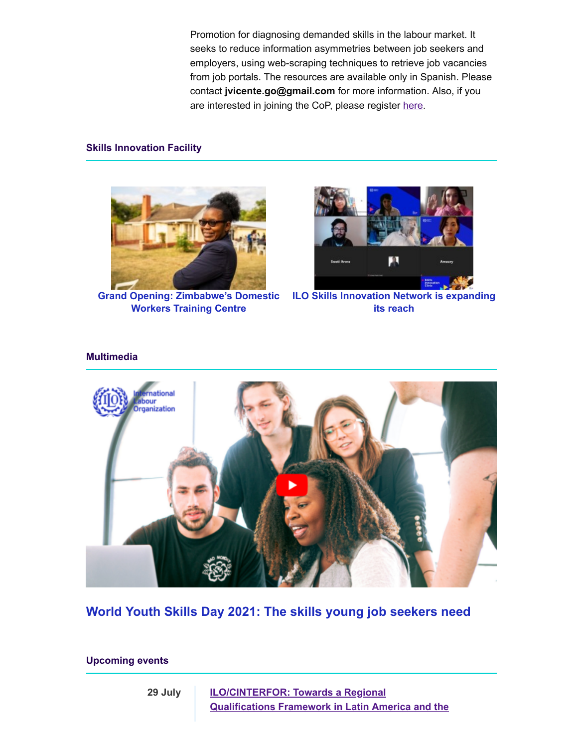Promotion for diagnosing demanded skills in the labour market. It seeks to reduce information asymmetries between job seekers and employers, using web-scraping techniques to retrieve job vacancies from job portals. The resources are available only in Spanish. Please contact **jvicente.go@gmail.com** for more information. Also, if you are interested in joining the CoP, please register here.

## Skills Innovation Facility

**Grand Opening: Zimbabwe's Domestic Workers Training Centre**

**ILO Skills Innovation Network is expanding its reach**

## Multimedia

**World Youth Skills Day 2021: The skills young job seekers need**

## Upcoming events

**29 July** — ILO/CINTERFOR: Towards a Regional Qualifications Framework in Latin America and the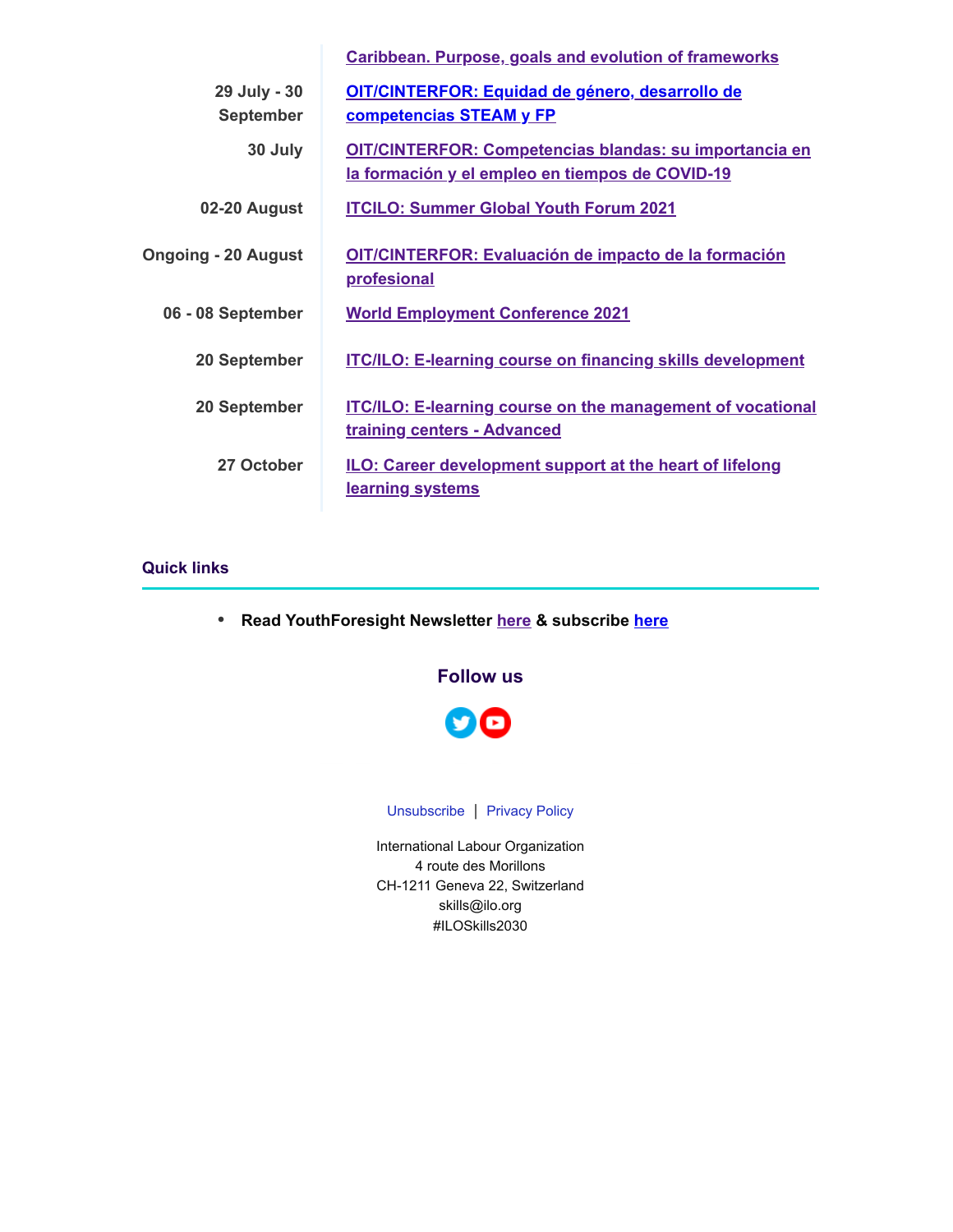| | |
|---|---|
| | Caribbean. Purpose, goals and evolution of frameworks |
| 29 July - 30 September | OIT/CINTERFOR: Equidad de género, desarrollo de competencias STEAM y FP |
| 30 July | OIT/CINTERFOR: Competencias blandas: su importancia en la formación y el empleo en tiempos de COVID-19 |
| 02-20 August | ITCILO: Summer Global Youth Forum 2021 |
| Ongoing - 20 August | OIT/CINTERFOR: Evaluación de impacto de la formación profesional |
| 06 - 08 September | World Employment Conference 2021 |
| 20 September | ITC/ILO: E-learning course on financing skills development |
| 20 September | ITC/ILO: E-learning course on the management of vocational training centers - Advanced |
| 27 October | ILO: Career development support at the heart of lifelong learning systems |

## Quick links

- **Read YouthForesight Newsletter here & subscribe here**

## Follow us

Unsubscribe | Privacy Policy

International Labour Organization
4 route des Morillons
CH-1211 Geneva 22, Switzerland
skills@ilo.org
#ILOSkills2030